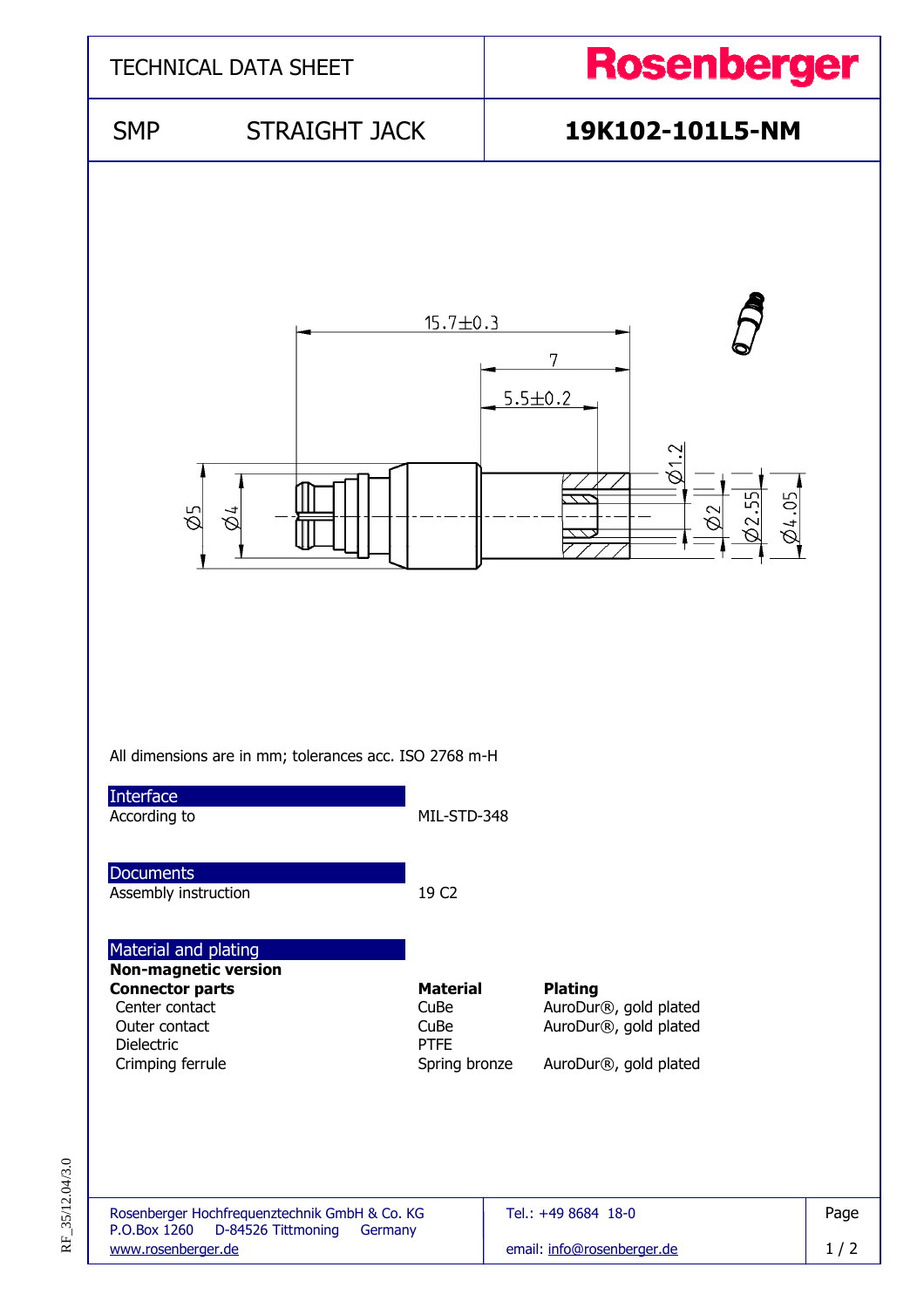# TECHNICAL DATA SHEET

**Rosenberger**

## SMP STRAIGHT JACK

## 19K102-101L5-NM

All dimensions are in mm; tolerances acc. ISO 2768 m-H

### Interface

| | |
|---|---|
| According to | MIL-STD-348 |

### Documents

| | |
|---|---|
| Assembly instruction | 19 C2 |

### Material and plating

**Non-magnetic version**

| **Connector parts** | **Material** | **Plating** |
|---|---|---|
| Center contact | CuBe | AuroDur®, gold plated |
| Outer contact | CuBe | AuroDur®, gold plated |
| Dielectric | PTFE | |
| Crimping ferrule | Spring bronze | AuroDur®, gold plated |

Rosenberger Hochfrequenztechnik GmbH & Co. KG
P.O.Box 1260 D-84526 Tittmoning Germany
www.rosenberger.de

Tel.: +49 8684 18-0
email: info@rosenberger.de

RF_35/12.04/3.0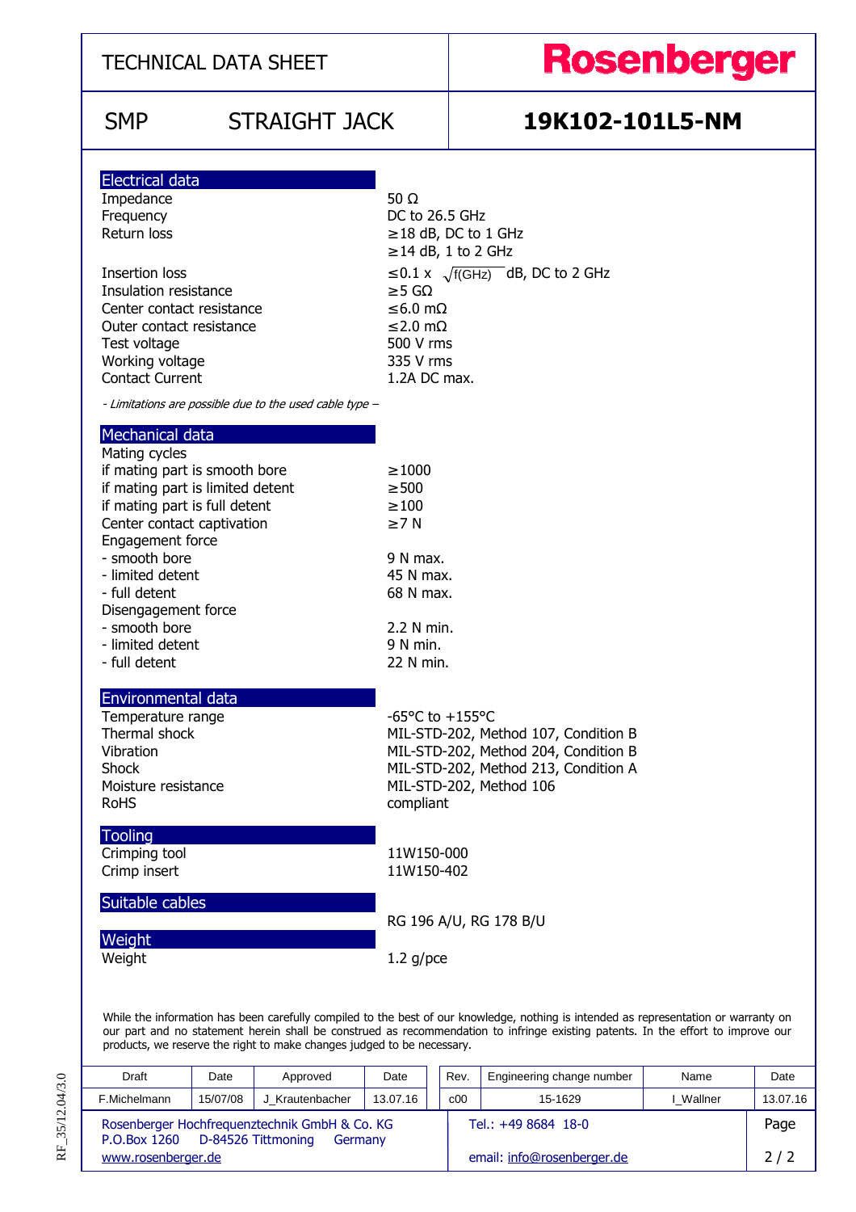# TECHNICAL DATA SHEET

**Rosenberger**

## SMP STRAIGHT JACK

## 19K102-101L5-NM

### Electrical data

| | |
|---|---|
| Impedance | 50 Ω |
| Frequency | DC to 26.5 GHz |
| Return loss | ≥18 dB, DC to 1 GHz |
| | ≥14 dB, 1 to 2 GHz |
| Insertion loss | $\leq 0.1 \times \sqrt{f(GHz)}$ dB, DC to 2 GHz |
| Insulation resistance | ≥5 GΩ |
| Center contact resistance | ≤6.0 mΩ |
| Outer contact resistance | ≤2.0 mΩ |
| Test voltage | 500 V rms |
| Working voltage | 335 V rms |
| Contact Current | 1.2A DC max. |

*- Limitations are possible due to the used cable type –*

### Mechanical data

| | |
|---|---|
| Mating cycles | |
| if mating part is smooth bore | ≥1000 |
| if mating part is limited detent | ≥500 |
| if mating part is full detent | ≥100 |
| Center contact captivation | ≥7 N |
| Engagement force | |
| - smooth bore | 9 N max. |
| - limited detent | 45 N max. |
| - full detent | 68 N max. |
| Disengagement force | |
| - smooth bore | 2.2 N min. |
| - limited detent | 9 N min. |
| - full detent | 22 N min. |

### Environmental data

| | |
|---|---|
| Temperature range | -65°C to +155°C |
| Thermal shock | MIL-STD-202, Method 107, Condition B |
| Vibration | MIL-STD-202, Method 204, Condition B |
| Shock | MIL-STD-202, Method 213, Condition A |
| Moisture resistance | MIL-STD-202, Method 106 |
| RoHS | compliant |

### Tooling

| | |
|---|---|
| Crimping tool | 11W150-000 |
| Crimp insert | 11W150-402 |

### Suitable cables

RG 196 A/U, RG 178 B/U

### Weight

| | |
|---|---|
| Weight | 1.2 g/pce |

While the information has been carefully compiled to the best of our knowledge, nothing is intended as representation or warranty on our part and no statement herein shall be construed as recommendation to infringe existing patents. In the effort to improve our products, we reserve the right to make changes judged to be necessary.

| Draft | Date | Approved | Date | Rev. | Engineering change number | Name | Date |
|---|---|---|---|---|---|---|---|
| F.Michelmann | 15/07/08 | J_Krautenbacher | 13.07.16 | c00 | 15-1629 | I_Wallner | 13.07.16 |

Rosenberger Hochfrequenztechnik GmbH & Co. KG
P.O.Box 1260 D-84526 Tittmoning Germany
www.rosenberger.de

Tel.: +49 8684 18-0
email: info@rosenberger.de

RF_35/12.04/3.0